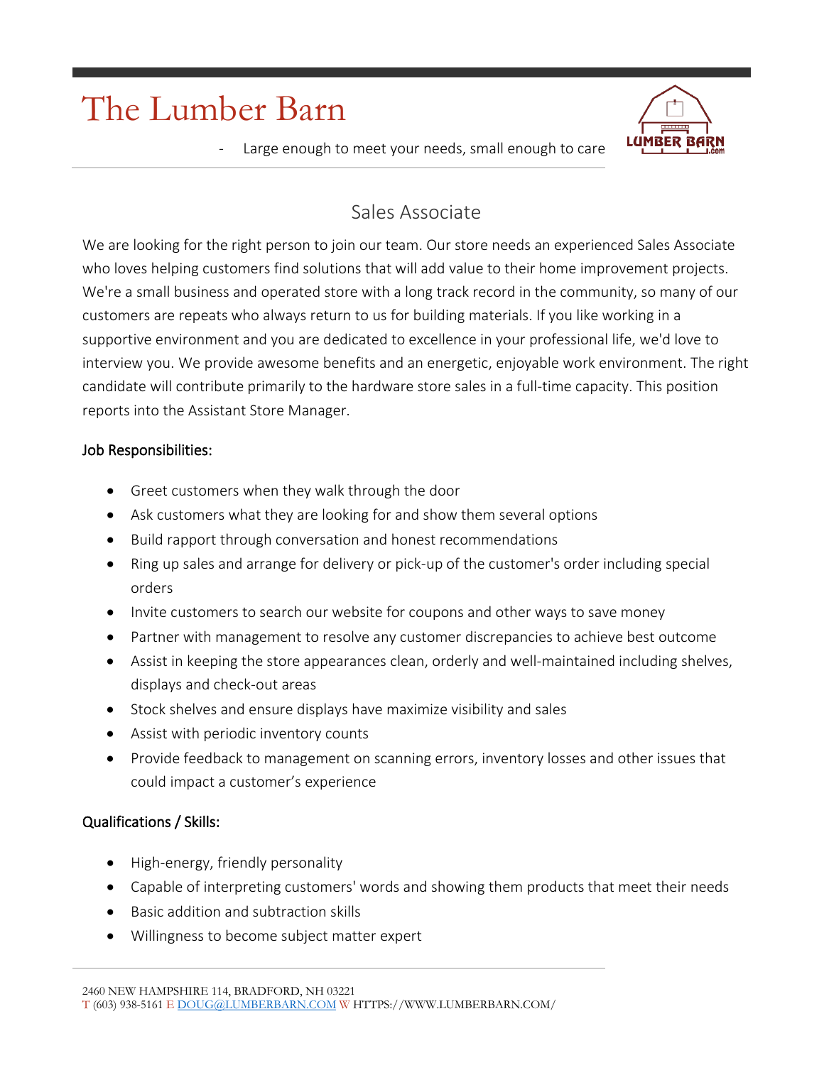# The Lumber Barn

- Large enough to meet your needs, small enough to care

## Sales Associate

We are looking for the right person to join our team. Our store needs an experienced Sales Associate who loves helping customers find solutions that will add value to their home improvement projects. We're a small business and operated store with a long track record in the community, so many of our customers are repeats who always return to us for building materials. If you like working in a supportive environment and you are dedicated to excellence in your professional life, we'd love to interview you. We provide awesome benefits and an energetic, enjoyable work environment. The right candidate will contribute primarily to the hardware store sales in a full-time capacity. This position reports into the Assistant Store Manager.

### Job Responsibilities:

- Greet customers when they walk through the door
- Ask customers what they are looking for and show them several options
- Build rapport through conversation and honest recommendations
- Ring up sales and arrange for delivery or pick-up of the customer's order including special orders
- Invite customers to search our website for coupons and other ways to save money
- Partner with management to resolve any customer discrepancies to achieve best outcome
- Assist in keeping the store appearances clean, orderly and well-maintained including shelves, displays and check-out areas
- Stock shelves and ensure displays have maximize visibility and sales
- Assist with periodic inventory counts
- Provide feedback to management on scanning errors, inventory losses and other issues that could impact a customer's experience

### Qualifications / Skills:

- High-energy, friendly personality
- Capable of interpreting customers' words and showing them products that meet their needs
- Basic addition and subtraction skills
- Willingness to become subject matter expert

2460 NEW HAMPSHIRE 114, BRADFORD, NH 03221
T (603) 938-5161 E DOUG@LUMBERBARN.COM W HTTPS://WWW.LUMBERBARN.COM/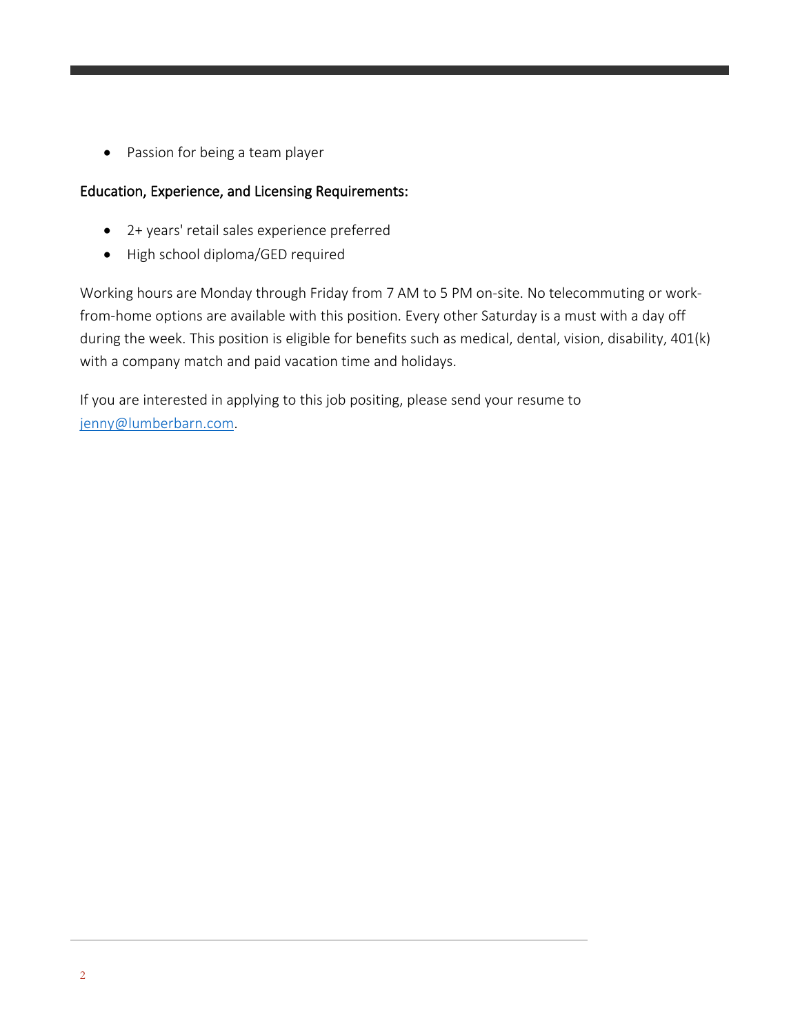- Passion for being a team player

Education, Experience, and Licensing Requirements:

- 2+ years' retail sales experience preferred
- High school diploma/GED required

Working hours are Monday through Friday from 7 AM to 5 PM on-site. No telecommuting or work-from-home options are available with this position. Every other Saturday is a must with a day off during the week. This position is eligible for benefits such as medical, dental, vision, disability, 401(k) with a company match and paid vacation time and holidays.

If you are interested in applying to this job positing, please send your resume to [jenny@lumberbarn.com](mailto:jenny@lumberbarn.com).